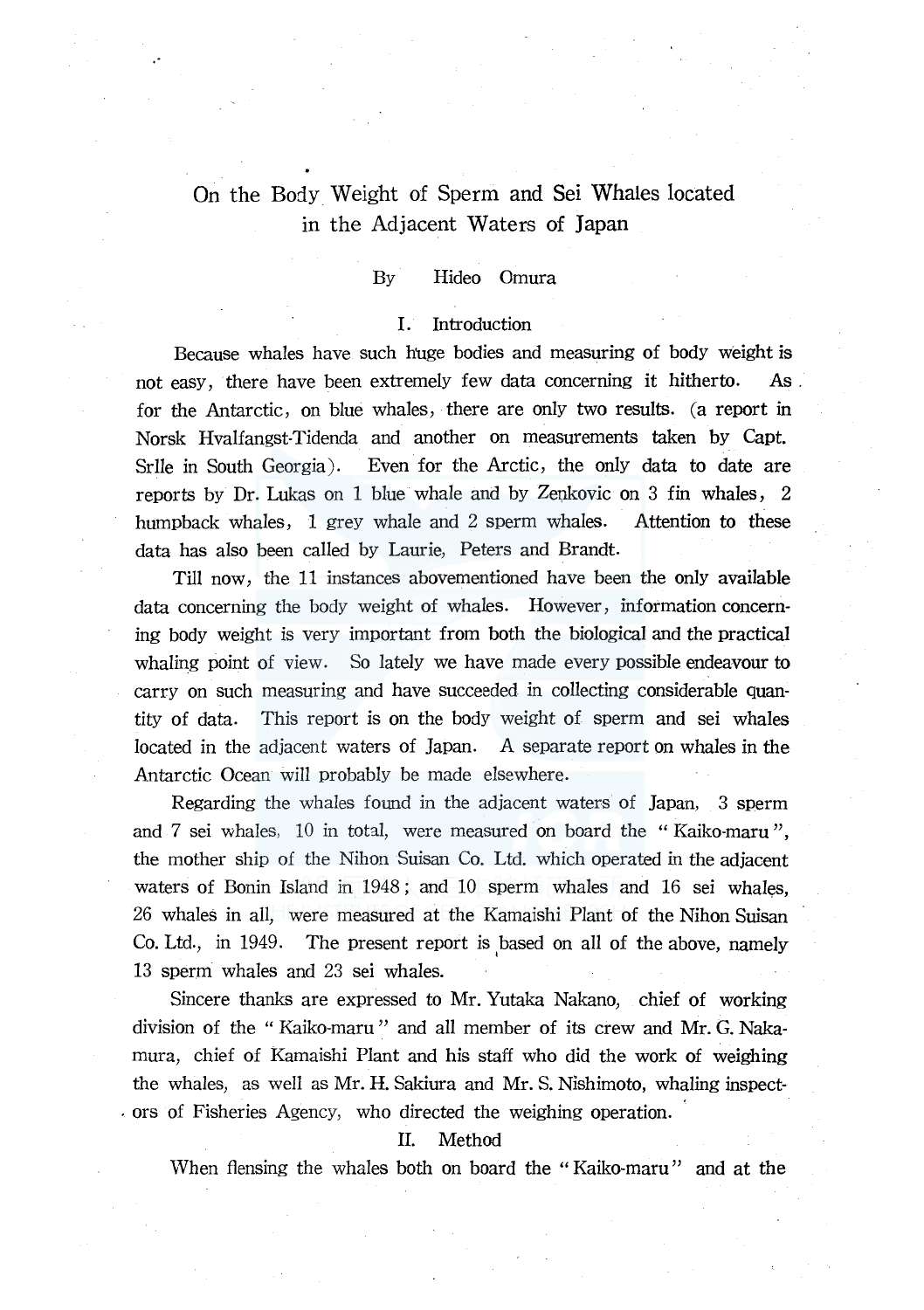# On the Body Weight of Sperm and Sei Whales located in the Adjacent Waters of Japan

By Hideo Omura

## I. Introduction

Because whales have such huge bodies and measuring of body weight is not easy, there have been extremely few data concerning it hitherto. As for the Antarctic, on blue whales, there are only two results. (a report in Norsk Hvalfangst-Tidenda and another on measurements taken by Capt. Srlle in South Georgia). Even for the Arctic, the only data to date are reports by Dr. Lukas on 1 blue whale and by Zenkovic on 3 fin whales, 2 humpback whales, 1 grey whale and 2 sperm whales. Attention to these data has also been called by Laurie, Peters and Brandt.

Till now, the 11 instances abovementioned have been the only available data concerning the body weight of whales. However, information concerning body weight is very important from both the biological and the practical whaling point of view. So lately we have made every possible endeavour to carry on such measuring and have succeeded in collecting considerable quantity of data. This report is on the body weight of sperm and sei whales located in the adjacent waters of Japan. A separate report on whales in the Antarctic Ocean will probably be made elsewhere.

Regarding the whales found in the adjacent waters of Japan, 3 sperm and 7 sei whales, 10 in total, were measured on board the "Kaiko-maru", the mother ship of the Nihon Suisan Co. Ltd. which operated in the adjacent waters of Bonin Island in 1948; and 10 sperm whales and 16 sei whales, 26 whales in all, were measured at the Kamaishi Plant of the Nihon Suisan Co. Ltd., in 1949. The present report is based on all of the above, namely 13 sperm whales and 23 sei whales.

Sincere thanks are expressed to Mr. Yutaka Nakano, chief of working division of the "Kaiko-maru" and all member of its crew and Mr. G. Nakamura, chief of Kamaishi Plant and his staff who did the work of weighing the whales, as well as Mr. H. Sakiura and Mr. S. Nishimoto, whaling inspectors of Fisheries Agency, who directed the weighing operation.

## II. Method

When flensing the whales both on board the "Kaiko-maru" and at the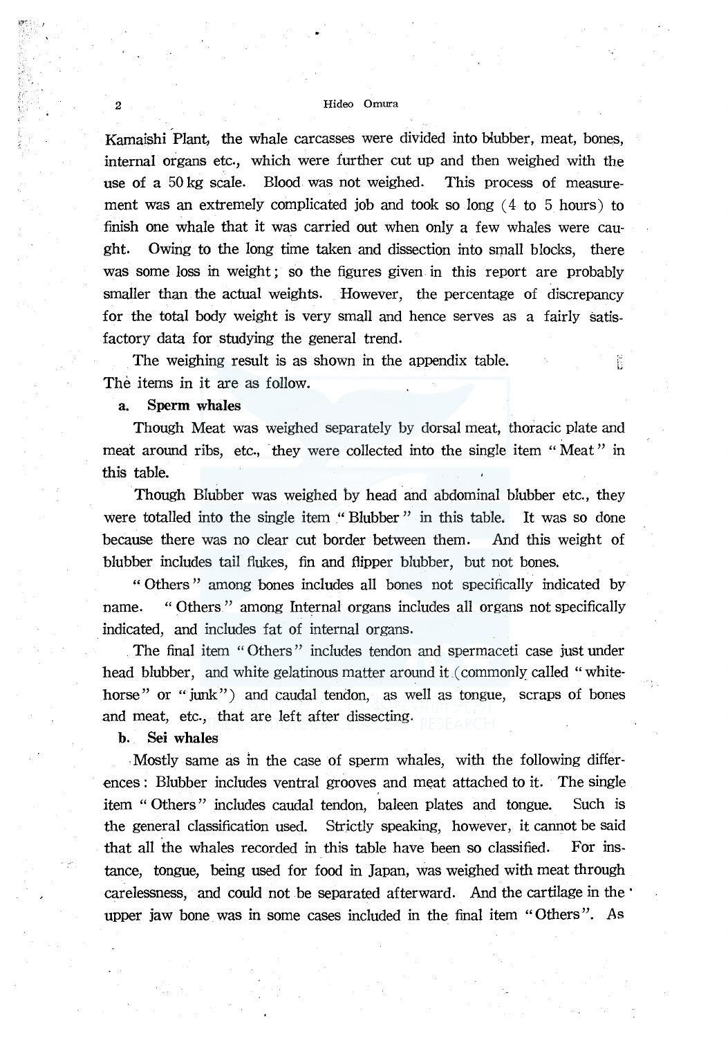Kamaishi Plant, the whale carcasses were divided into blubber, meat, bones, internal organs etc., which were further cut up and then weighed with the use of a 50 kg scale. Blood was not weighed. This process of measurement was an extremely complicated job and took so long (4 to 5 hours) to finish one whale that it was carried out when only a few whales were caught. Owing to the long time taken and dissection into small blocks, there was some loss in weight; so the figures given in this report are probably smaller than the actual weights. However, the percentage of discrepancy for the total body weight is very small and hence serves as a fairly satisfactory data for studying the general trend.

The weighing result is as shown in the appendix table. The items in it are as follow.

**a. Sperm whales**

Though Meat was weighed separately by dorsal meat, thoracic plate and meat around ribs, etc., they were collected into the single item "Meat" in this table.

Though Blubber was weighed by head and abdominal blubber etc., they were totalled into the single item "Blubber" in this table. It was so done because there was no clear cut border between them. And this weight of blubber includes tail flukes, fin and flipper blubber, but not bones.

"Others" among bones includes all bones not specifically indicated by name. "Others" among Internal organs includes all organs not specifically indicated, and includes fat of internal organs.

The final item "Others" includes tendon and spermaceti case just under head blubber, and white gelatinous matter around it (commonly called "white-horse" or "junk") and caudal tendon, as well as tongue, scraps of bones and meat, etc., that are left after dissecting.

**b. Sei whales**

Mostly same as in the case of sperm whales, with the following differences: Blubber includes ventral grooves and meat attached to it. The single item "Others" includes caudal tendon, baleen plates and tongue. Such is the general classification used. Strictly speaking, however, it cannot be said that all the whales recorded in this table have been so classified. For instance, tongue, being used for food in Japan, was weighed with meat through carelessness, and could not be separated afterward. And the cartilage in the upper jaw bone was in some cases included in the final item "Others". As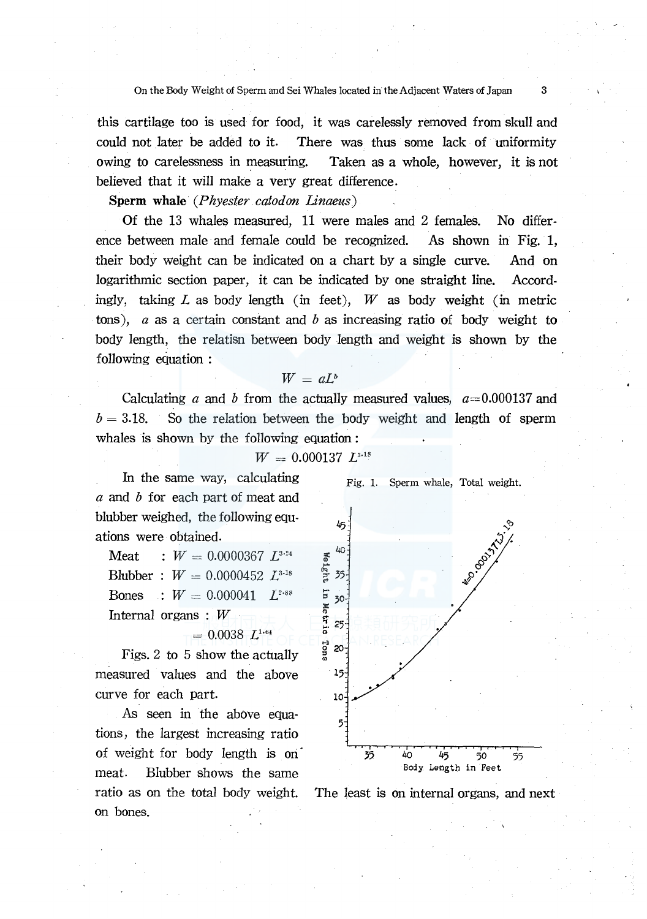this cartilage too is used for food, it was carelessly removed from skull and could not later be added to it. There was thus some lack of uniformity owing to carelessness in measuring. Taken as a whole, however, it is not believed that it will make a very great difference.

**Sperm whale** (*Phyester catodon Linaeus*)

Of the 13 whales measured, 11 were males and 2 females. No difference between male and female could be recognized. As shown in Fig. 1, their body weight can be indicated on a chart by a single curve. And on logarithmic section paper, it can be indicated by one straight line. Accordingly, taking $L$ as body length (in feet), $W$ as body weight (in metric tons), $a$ as a certain constant and $b$ as increasing ratio of body weight to body length, the relatisn between body length and weight is shown by the following equation :

$$W = aL^b$$

Calculating $a$ and $b$ from the actually measured values, $a = 0.000137$ and $b = 3.18$. So the relation between the body weight and length of sperm whales is shown by the following equation :

$$W = 0.000137\ L^{3.18}$$

In the same way, calculating $a$ and $b$ for each part of meat and blubber weighed, the following equations were obtained.

Meat : $W = 0.0000367\ L^{3.24}$

Blubber : $W = 0.0000452\ L^{3.18}$

Bones : $W = 0.000041\ L^{2.88}$

Internal organs : $W = 0.0038\ L^{1.64}$

Fig. 1. Sperm whale, Total weight.

Figs. 2 to 5 show the actually measured values and the above curve for each part.

As seen in the above equations, the largest increasing ratio of weight for body length is on meat. Blubber shows the same ratio as on the total body weight. The least is on internal organs, and next on bones.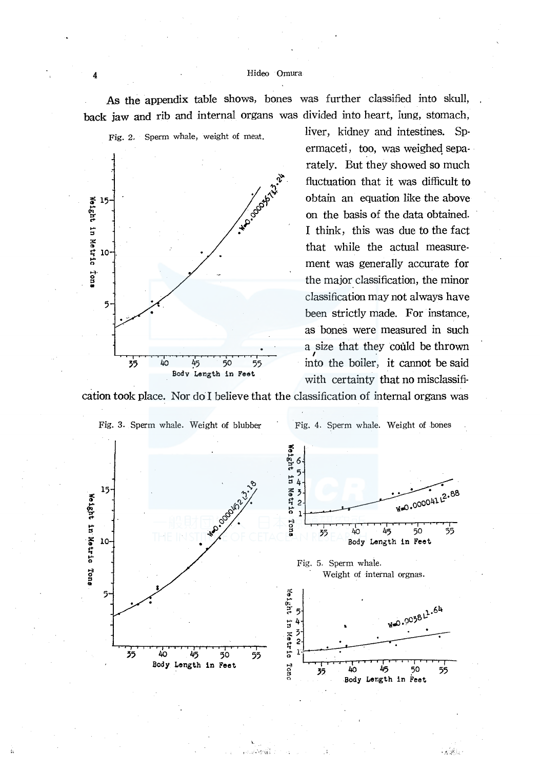As the appendix table shows, bones was further classified into skull, back jaw and rib and internal organs was divided into heart, lung, stomach, liver, kidney and intestines. Spermaceti, too, was weighed separately. But they showed so much fluctuation that it was difficult to obtain an equation like the above on the basis of the data obtained. I think, this was due to the fact that while the actual measurement was generally accurate for the major classification, the minor classification may not always have been strictly made. For instance, as bones were measured in such a size that they could be thrown into the boiler, it cannot be said with certainty that no misclassification took place. Nor do I believe that the classification of internal organs was

Fig. 2. Sperm whale, weight of meat. ($W=0.0000567L^{3.24}$)

Fig. 3. Sperm whale. Weight of blubber ($W=0.0000452L^{3.18}$)

Fig. 4. Sperm whale. Weight of bones ($W=0.000041L^{2.88}$)

Fig. 5. Sperm whale. Weight of internal orgnas. ($W=0.0038L^{1.64}$)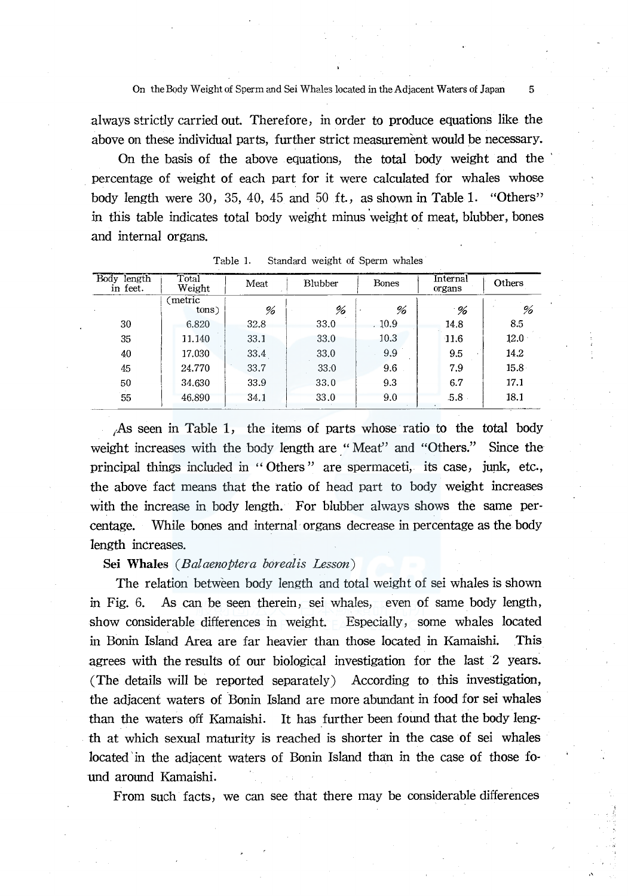always strictly carried out. Therefore, in order to produce equations like the above on these individual parts, further strict measurement would be necessary.

On the basis of the above equations, the total body weight and the percentage of weight of each part for it were calculated for whales whose body length were 30, 35, 40, 45 and 50 ft., as shown in Table 1. "Others" in this table indicates total body weight minus weight of meat, blubber, bones and internal organs.

Table 1. Standard weight of Sperm whales

| Body length in feet. | Total Weight | Meat | Blubber | Bones | Internal organs | Others |
|---|---|---|---|---|---|---|
| | (metric tons) | % | % | % | % | % |
| 30 | 6.820 | 32.8 | 33.0 | 10.9 | 14.8 | 8.5 |
| 35 | 11.140 | 33.1 | 33.0 | 10.3 | 11.6 | 12.0 |
| 40 | 17.030 | 33.4 | 33.0 | 9.9 | 9.5 | 14.2 |
| 45 | 24.770 | 33.7 | 33.0 | 9.6 | 7.9 | 15.8 |
| 50 | 34.630 | 33.9 | 33.0 | 9.3 | 6.7 | 17.1 |
| 55 | 46.890 | 34.1 | 33.0 | 9.0 | 5.8 | 18.1 |

As seen in Table 1, the items of parts whose ratio to the total body weight increases with the body length are "Meat" and "Others." Since the principal things included in "Others" are spermaceti, its case, junk, etc., the above fact means that the ratio of head part to body weight increases with the increase in body length. For blubber always shows the same percentage. While bones and internal organs decrease in percentage as the body length increases.

**Sei Whales** (*Balaenoptera borealis Lesson*)

The relation between body length and total weight of sei whales is shown in Fig. 6. As can be seen therein, sei whales, even of same body length, show considerable differences in weight. Especially, some whales located in Bonin Island Area are far heavier than those located in Kamaishi. This agrees with the results of our biological investigation for the last 2 years. (The details will be reported separately) According to this investigation, the adjacent waters of Bonin Island are more abundant in food for sei whales than the waters off Kamaishi. It has further been found that the body length at which sexual maturity is reached is shorter in the case of sei whales located in the adjacent waters of Bonin Island than in the case of those found around Kamaishi.

From such facts, we can see that there may be considerable differences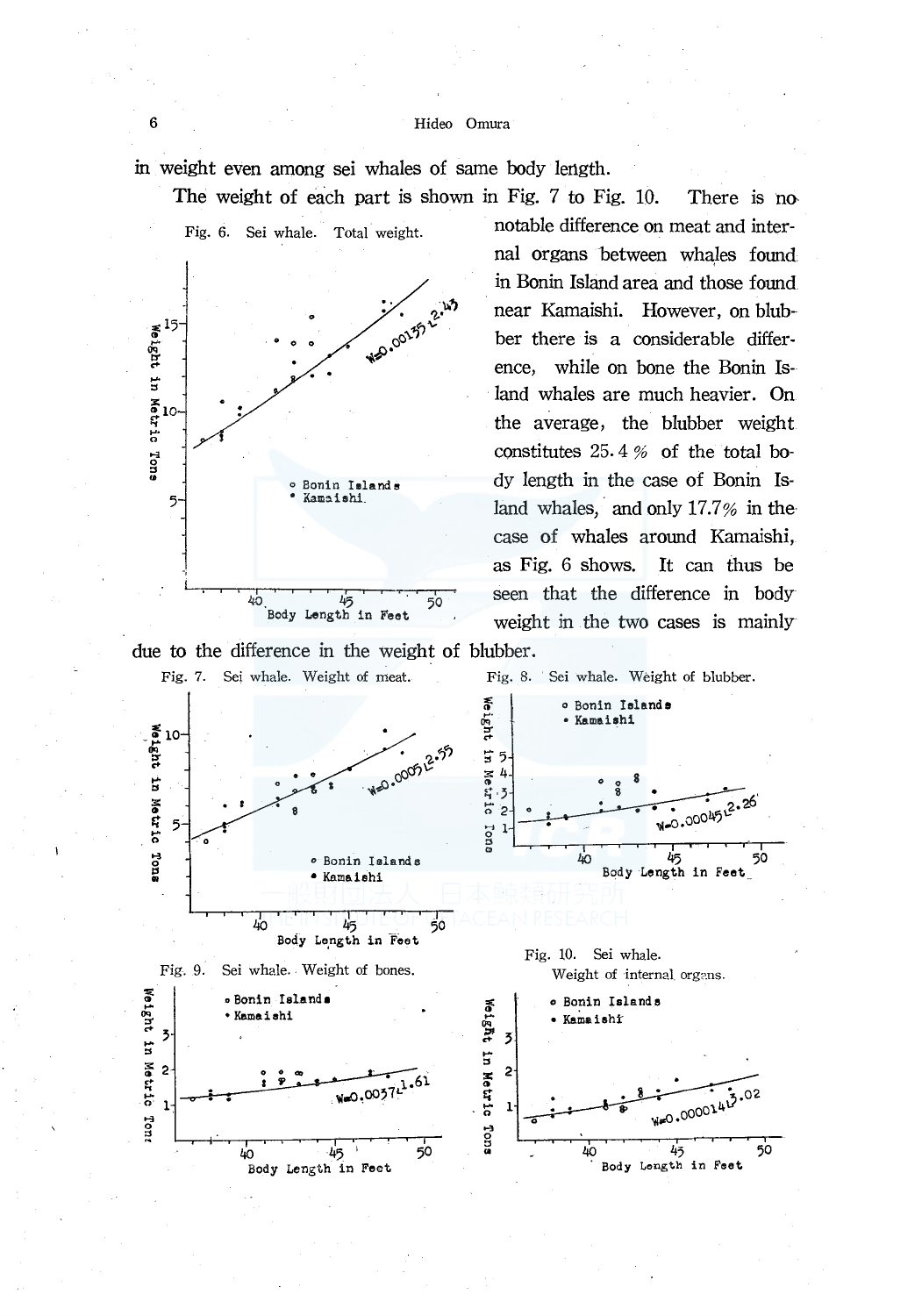in weight even among sei whales of same body length.

The weight of each part is shown in Fig. 7 to Fig. 10. There is no notable difference on meat and internal organs between whales found in Bonin Island area and those found near Kamaishi. However, on blubber there is a considerable difference, while on bone the Bonin Island whales are much heavier. On the average, the blubber weight constitutes 25.4 % of the total body length in the case of Bonin Island whales, and only 17.7% in the case of whales around Kamaishi, as Fig. 6 shows. It can thus be seen that the difference in body weight in the two cases is mainly due to the difference in the weight of blubber.

Fig. 6. Sei whale. Total weight.

Fig. 7. Sei whale. Weight of meat.

Fig. 8. Sei whale. Weight of blubber.

Fig. 9. Sei whale. Weight of bones.

Fig. 10. Sei whale. Weight of internal organs.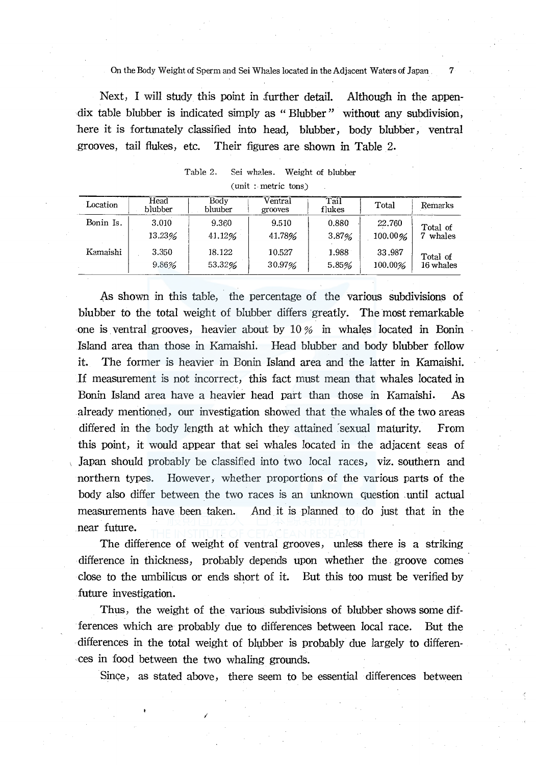Next, I will study this point in further detail. Although in the appendix table blubber is indicated simply as " Blubber " without any subdivision, here it is fortunately classified into head, blubber, body blubber, ventral grooves, tail flukes, etc. Their figures are shown in Table 2.

Table 2. Sei whales. Weight of blubber
(unit : metric tons)

| Location | Head blubber | Body bluuber | Ventral grooves | Tail flukes | Total | Remarks |
|---|---|---|---|---|---|---|
| Bonin Is. | 3.010 | 9.360 | 9.510 | 0.880 | 22.760 | Total of 7 whales |
| | 13.23% | 41.12% | 41.78% | 3.87% | 100.00% | |
| Kamaishi | 3.350 | 18.122 | 10.527 | 1.988 | 33.987 | Total of 16 whales |
| | 9.86% | 53.32% | 30.97% | 5.85% | 100.00% | |

As shown in this table, the percentage of the various subdivisions of blubber to the total weight of blubber differs greatly. The most remarkable one is ventral grooves, heavier about by 10% in whales located in Bonin Island area than those in Kamaishi. Head blubber and body blubber follow it. The former is heavier in Bonin Island area and the latter in Kamaishi. If measurement is not incorrect, this fact must mean that whales located in Bonin Island area have a heavier head part than those in Kamaishi. As already mentioned, our investigation showed that the whales of the two areas differed in the body length at which they attained sexual maturity. From this point, it would appear that sei whales located in the adjacent seas of Japan should probably be classified into two local races, viz. southern and northern types. However, whether proportions of the various parts of the body also differ between the two races is an unknown question until actual measurements have been taken. And it is planned to do just that in the near future.

The difference of weight of ventral grooves, unless there is a striking difference in thickness, probably depends upon whether the groove comes close to the umbilicus or ends short of it. But this too must be verified by future investigation.

Thus, the weight of the various subdivisions of blubber shows some differences which are probably due to differences between local race. But the differences in the total weight of blubber is probably due largely to differences in food between the two whaling grounds.

Since, as stated above, there seem to be essential differences between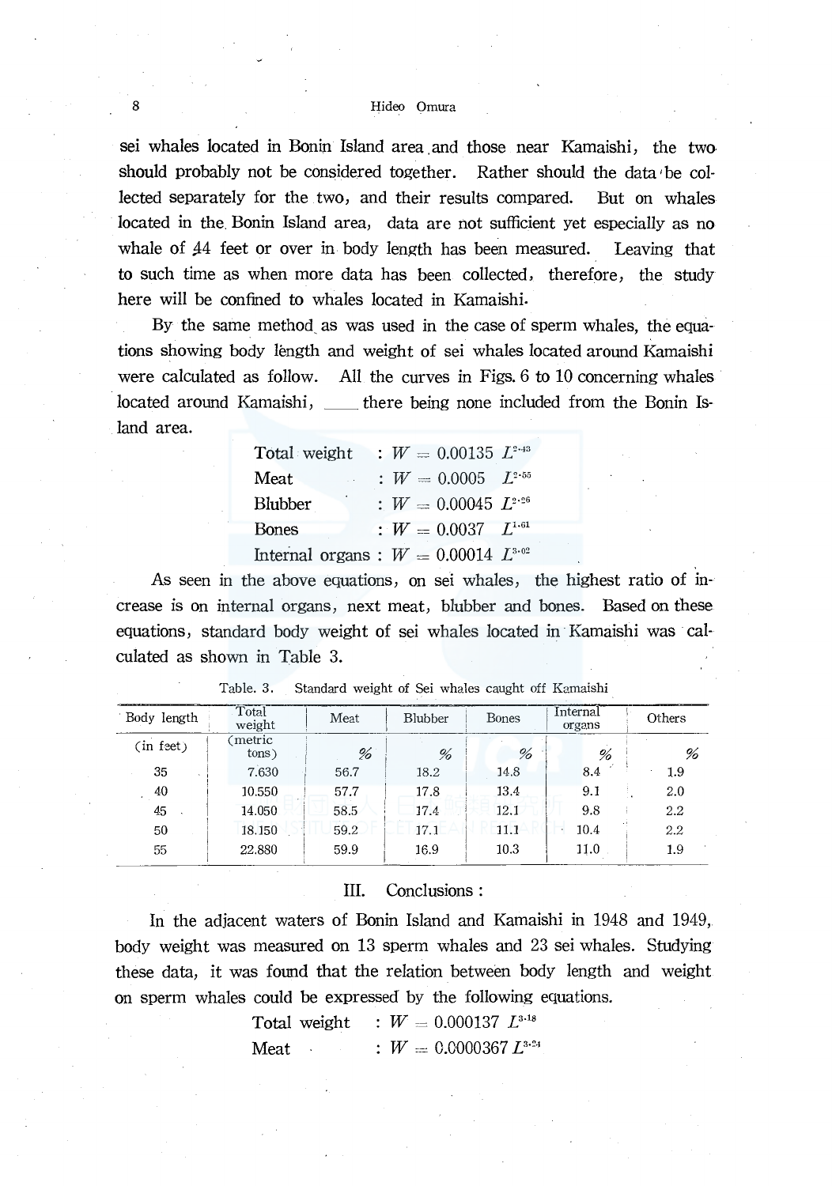sei whales located in Bonin Island area and those near Kamaishi, the two should probably not be considered together. Rather should the data be collected separately for the two, and their results compared. But on whales located in the Bonin Island area, data are not sufficient yet especially as no whale of 44 feet or over in body length has been measured. Leaving that to such time as when more data has been collected, therefore, the study here will be confined to whales located in Kamaishi.

By the same method as was used in the case of sperm whales, the equations showing body length and weight of sei whales located around Kamaishi were calculated as follow. All the curves in Figs. 6 to 10 concerning whales located around Kamaishi, there being none included from the Bonin Island area.

| | |
|---|---|
| Total weight | : $W = 0.00135\ L^{2.43}$ |
| Meat | : $W = 0.0005\ L^{2.55}$ |
| Blubber | : $W = 0.00045\ L^{2.26}$ |
| Bones | : $W = 0.0037\ L^{1.61}$ |
| Internal organs | : $W = 0.00014\ L^{3.02}$ |

As seen in the above equations, on sei whales, the highest ratio of increase is on internal organs, next meat, blubber and bones. Based on these equations, standard body weight of sei whales located in Kamaishi was calculated as shown in Table 3.

Table. 3. Standard weight of Sei whales caught off Kamaishi

| Body length | Total weight | Meat | Blubber | Bones | Internal organs | Others |
|---|---|---|---|---|---|---|
| (in feet) | (metric tons) | % | % | % | % | % |
| 35 | 7.630 | 56.7 | 18.2 | 14.8 | 8.4 | 1.9 |
| 40 | 10.550 | 57.7 | 17.8 | 13.4 | 9.1 | 2.0 |
| 45 | 14.050 | 58.5 | 17.4 | 12.1 | 9.8 | 2.2 |
| 50 | 18.150 | 59.2 | 17.1 | 11.1 | 10.4 | 2.2 |
| 55 | 22.880 | 59.9 | 16.9 | 10.3 | 11.0 | 1.9 |

## III. Conclusions :

In the adjacent waters of Bonin Island and Kamaishi in 1948 and 1949, body weight was measured on 13 sperm whales and 23 sei whales. Studying these data, it was found that the relation between body length and weight on sperm whales could be expressed by the following equations.

| | |
|---|---|
| Total weight | : $W = 0.000137\ L^{3.18}$ |
| Meat | : $W = 0.0000367\ L^{3.24}$ |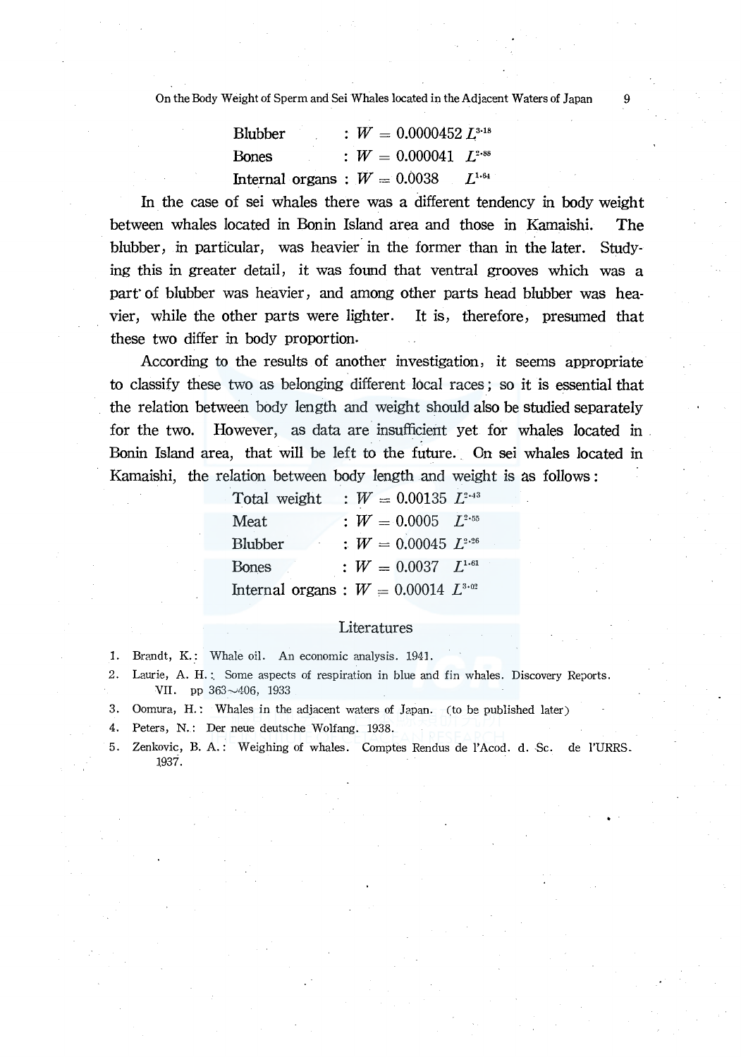Blubber : $W = 0.0000452\ L^{3.18}$

Bones : $W = 0.000041\ L^{2.88}$

Internal organs : $W = 0.0038\ L^{1.64}$

In the case of sei whales there was a different tendency in body weight between whales located in Bonin Island area and those in Kamaishi. The blubber, in particular, was heavier in the former than in the later. Studying this in greater detail, it was found that ventral grooves which was a part of blubber was heavier, and among other parts head blubber was heavier, while the other parts were lighter. It is, therefore, presumed that these two differ in body proportion.

According to the results of another investigation, it seems appropriate to classify these two as belonging different local races; so it is essential that the relation between body length and weight should also be studied separately for the two. However, as data are insufficient yet for whales located in Bonin Island area, that will be left to the future. On sei whales located in Kamaishi, the relation between body length and weight is as follows:

Total weight : $W = 0.00135\ L^{2.43}$

Meat : $W = 0.0005\ L^{2.55}$

Blubber : $W = 0.00045\ L^{2.26}$

Bones : $W = 0.0037\ L^{1.61}$

Internal organs : $W = 0.00014\ L^{3.02}$

## Literatures

1. Brandt, K.: Whale oil. An economic analysis. 1941.
2. Laurie, A. H.: Some aspects of respiration in blue and fin whales. Discovery Reports. VII. pp 363～406, 1933
3. Oomura, H.: Whales in the adjacent waters of Japan. (to be published later)
4. Peters, N.: Der neue deutsche Wolfang. 1938.
5. Zenkovic, B. A.: Weighing of whales. Comptes Rendus de l'Acod. d. Sc. de l'URRS. 1937.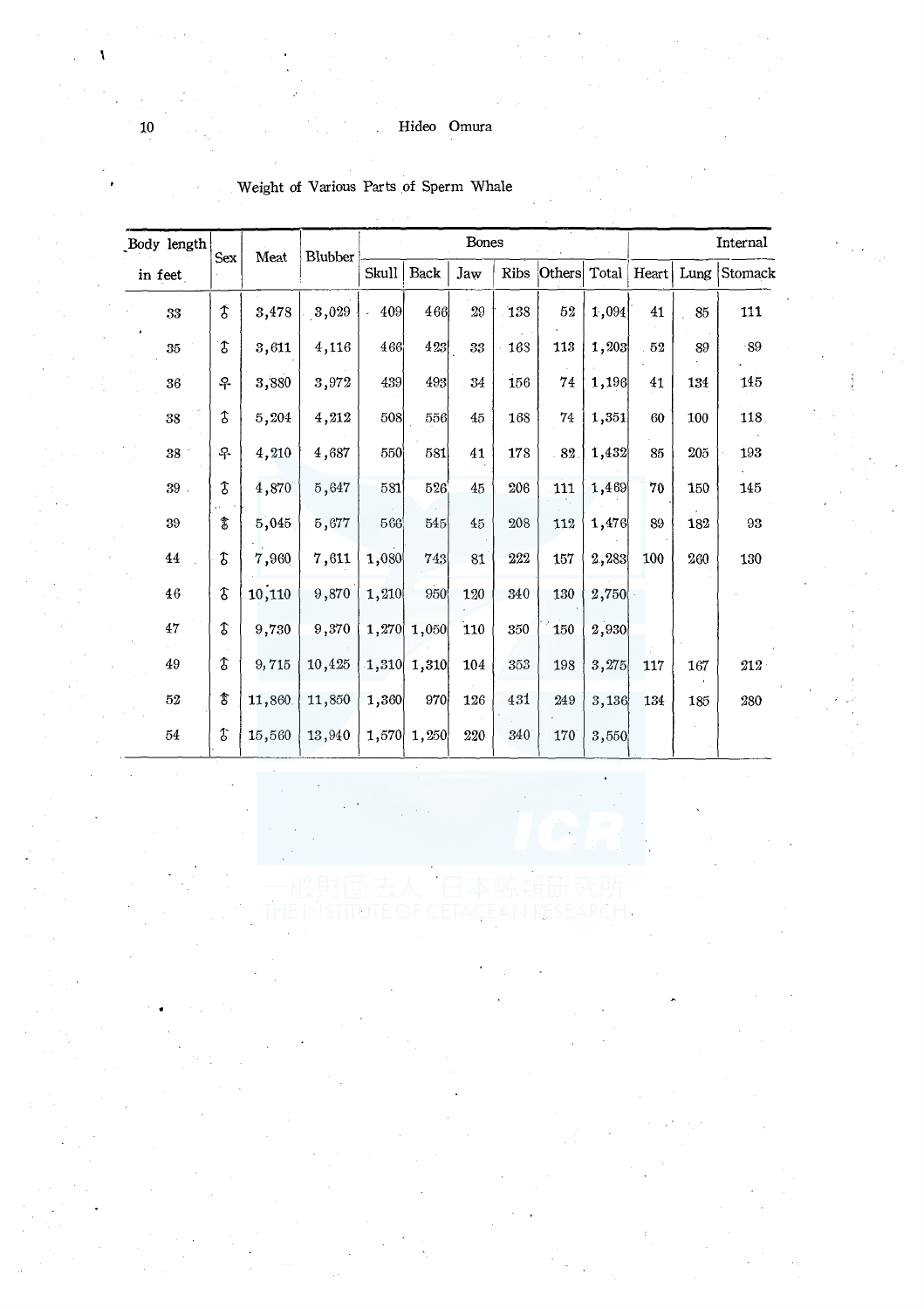Weight of Various Parts of Sperm Whale

| Body length in feet | Sex | Meat | Blubber | Bones | | | | | | Internal | | |
|---|---|---|---|---|---|---|---|---|---|---|---|---|
| | | | | Skull | Back | Jaw | Ribs | Others | Total | Heart | Lung | Stomack |
| 33 | ♂ | 3,478 | 3,029 | 409 | 466 | 29 | 138 | 52 | 1,094 | 41 | 85 | 111 |
| 35 | ♂ | 3,611 | 4,116 | 466 | 423 | 33 | 168 | 113 | 1,203 | 52 | 89 | 89 |
| 36 | ♀ | 3,880 | 3,972 | 439 | 493 | 34 | 156 | 74 | 1,196 | 41 | 134 | 145 |
| 38 | ♂ | 5,204 | 4,212 | 508 | 556 | 45 | 168 | 74 | 1,351 | 60 | 100 | 118 |
| 38 | ♀ | 4,210 | 4,687 | 550 | 581 | 41 | 178 | 82 | 1,432 | 85 | 205 | 193 |
| 39 | ♂ | 4,870 | 5,647 | 581 | 526 | 45 | 206 | 111 | 1,469 | 70 | 150 | 145 |
| 39 | ♂ | 5,045 | 5,677 | 566 | 545 | 45 | 208 | 112 | 1,476 | 89 | 182 | 93 |
| 44 | ♂ | 7,960 | 7,611 | 1,080 | 743 | 81 | 222 | 157 | 2,283 | 100 | 260 | 130 |
| 46 | ♂ | 10,110 | 9,870 | 1,210 | 950 | 120 | 340 | 130 | 2,750 | | | |
| 47 | ♂ | 9,730 | 9,370 | 1,270 | 1,050 | 110 | 350 | 150 | 2,930 | | | |
| 49 | ♂ | 9,715 | 10,425 | 1,310 | 1,310 | 104 | 353 | 198 | 3,275 | 117 | 167 | 212 |
| 52 | ♂ | 11,860 | 11,850 | 1,360 | 970 | 126 | 431 | 249 | 3,136 | 134 | 185 | 280 |
| 54 | ♂ | 15,560 | 13,940 | 1,570 | 1,250 | 220 | 340 | 170 | 3,550 | | | |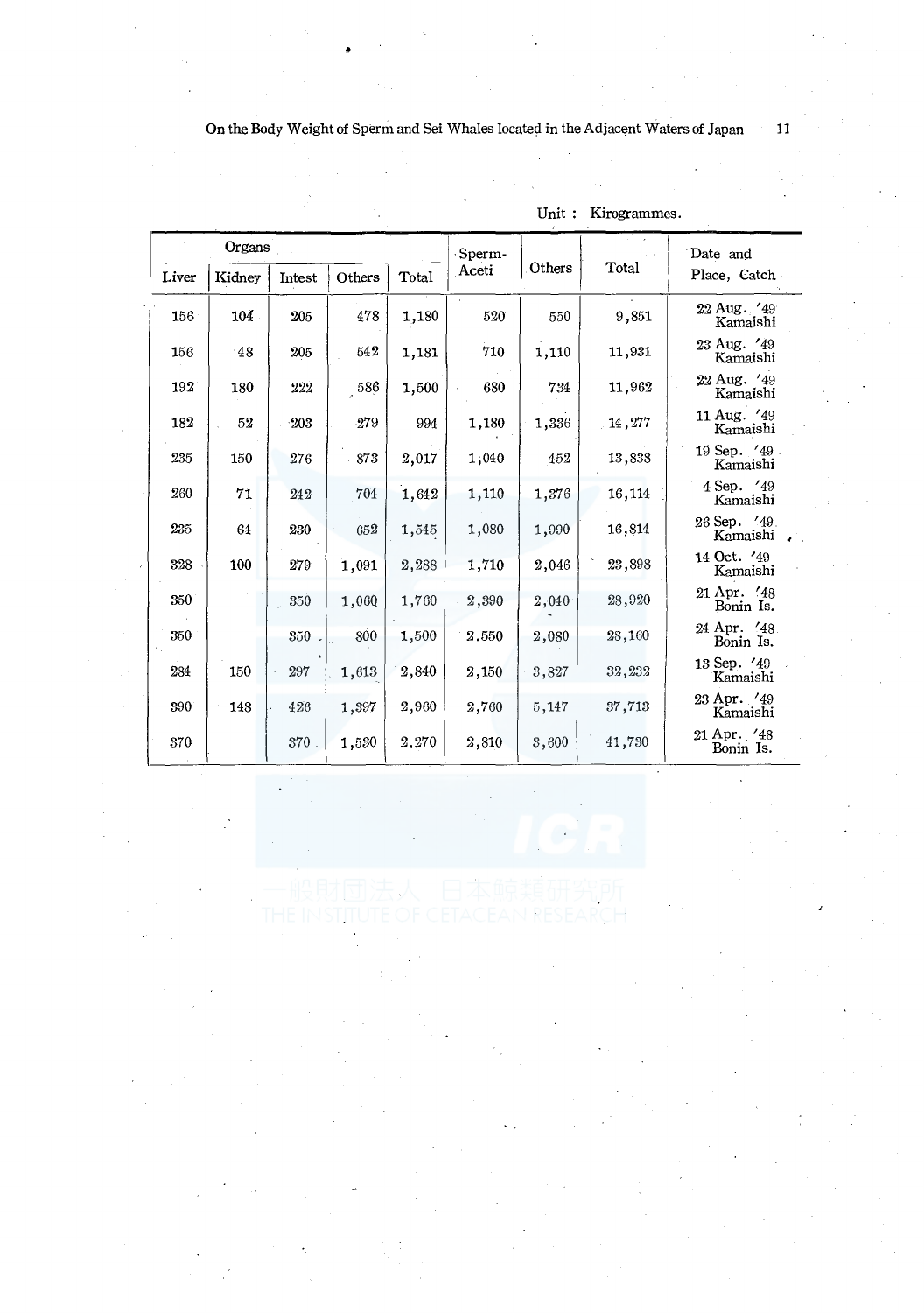Unit : Kirogrammes.

| Organs | | | | | Sperm-Aceti | Others | Total | Date and Place, Catch |
|---|---|---|---|---|---|---|---|---|
| Liver | Kidney | Intest | Others | Total | | | | |
| 156 | 104 | 205 | 478 | 1,180 | 520 | 550 | 9,851 | 22 Aug. '49 Kamaishi |
| 156 | 48 | 205 | 542 | 1,181 | 710 | 1,110 | 11,931 | 23 Aug. '49 Kamaishi |
| 192 | 180 | 222 | 586 | 1,500 | 680 | 734 | 11,962 | 22 Aug. '49 Kamaishi |
| 182 | 52 | 203 | 279 | 994 | 1,180 | 1,336 | 14,277 | 11 Aug. '49 Kamaishi |
| 235 | 150 | 276 | 873 | 2,017 | 1,040 | 452 | 13,838 | 19 Sep. '49 Kamaishi |
| 260 | 71 | 242 | 704 | 1,642 | 1,110 | 1,376 | 16,114 | 4 Sep. '49 Kamaishi |
| 235 | 64 | 230 | 652 | 1,545 | 1,080 | 1,990 | 16,814 | 26 Sep. '49 Kamaishi |
| 328 | 100 | 279 | 1,091 | 2,288 | 1,710 | 2,046 | 23,898 | 14 Oct. '49 Kamaishi |
| 350 | | 350 | 1,060 | 1,760 | 2,390 | 2,040 | 28,920 | 21 Apr. '48 Bonin Is. |
| 350 | | 350 | 800 | 1,500 | 2.550 | 2,080 | 28,160 | 24 Apr. '48 Bonin Is. |
| 284 | 150 | 297 | 1,613 | 2,840 | 2,150 | 3,827 | 32,232 | 13 Sep. '49 Kamaishi |
| 390 | 148 | 426 | 1,397 | 2,960 | 2,760 | 5,147 | 37,713 | 23 Apr. '49 Kamaishi |
| 370 | | 370 | 1,530 | 2.270 | 2,810 | 3,600 | 41,730 | 21 Apr. '48 Bonin Is. |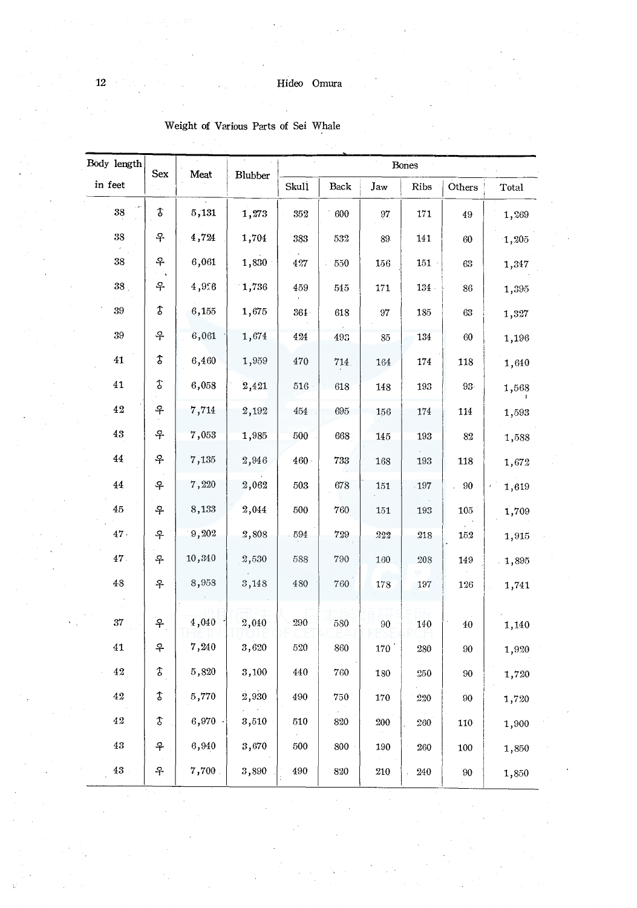Weight of Various Parts of Sei Whale

| Body length in feet | Sex | Meat | Blubber | Bones | | | | | |
|---|---|---|---|---|---|---|---|---|---|
| | | | | Skull | Back | Jaw | Ribs | Others | Total |
| 38 | ♂ | 5,131 | 1,273 | 352 | 600 | 97 | 171 | 49 | 1,269 |
| 38 | ♀ | 4,724 | 1,704 | 383 | 532 | 89 | 141 | 60 | 1,205 |
| 38 | ♀ | 6,061 | 1,830 | 427 | 550 | 156 | 151 | 63 | 1,347 |
| 38 | ♀ | 4,926 | 1,736 | 459 | 545 | 171 | 134 | 86 | 1,395 |
| 39 | ♂ | 6,155 | 1,675 | 364 | 618 | 97 | 185 | 63 | 1,327 |
| 39 | ♀ | 6,061 | 1,674 | 424 | 493 | 85 | 134 | 60 | 1,196 |
| 41 | ♂ | 6,460 | 1,959 | 470 | 714 | 164 | 174 | 118 | 1,640 |
| 41 | ♂ | 6,058 | 2,421 | 516 | 618 | 148 | 193 | 93 | 1,568 |
| 42 | ♀ | 7,714 | 2,192 | 454 | 695 | 156 | 174 | 114 | 1,593 |
| 43 | ♀ | 7,053 | 1,985 | 500 | 668 | 145 | 193 | 82 | 1,588 |
| 44 | ♀ | 7,135 | 2,946 | 460 | 733 | 168 | 193 | 118 | 1,672 |
| 44 | ♀ | 7,220 | 2,062 | 503 | 678 | 151 | 197 | 90 | 1,619 |
| 45 | ♀ | 8,133 | 2,044 | 500 | 760 | 151 | 193 | 105 | 1,709 |
| 47 | ♀ | 9,202 | 2,808 | 594 | 729 | 222 | 218 | 152 | 1,915 |
| 47 | ♀ | 10,340 | 2,530 | 588 | 790 | 160 | 208 | 149 | 1,895 |
| 48 | ♀ | 8,958 | 3,148 | 480 | 760 | 178 | 197 | 126 | 1,741 |
| 37 | ♀ | 4,040 | 2,040 | 290 | 580 | 90 | 140 | 40 | 1,140 |
| 41 | ♀ | 7,240 | 3,620 | 520 | 860 | 170 | 280 | 90 | 1,920 |
| 42 | ♂ | 5,820 | 3,100 | 440 | 760 | 180 | 250 | 90 | 1,720 |
| 42 | ♂ | 5,770 | 2,930 | 490 | 750 | 170 | 220 | 90 | 1,720 |
| 42 | ♂ | 6,970 | 3,510 | 510 | 820 | 200 | 260 | 110 | 1,900 |
| 43 | ♀ | 6,940 | 3,670 | 500 | 800 | 190 | 260 | 100 | 1,850 |
| 43 | ♀ | 7,700 | 3,890 | 490 | 820 | 210 | 240 | 90 | 1,850 |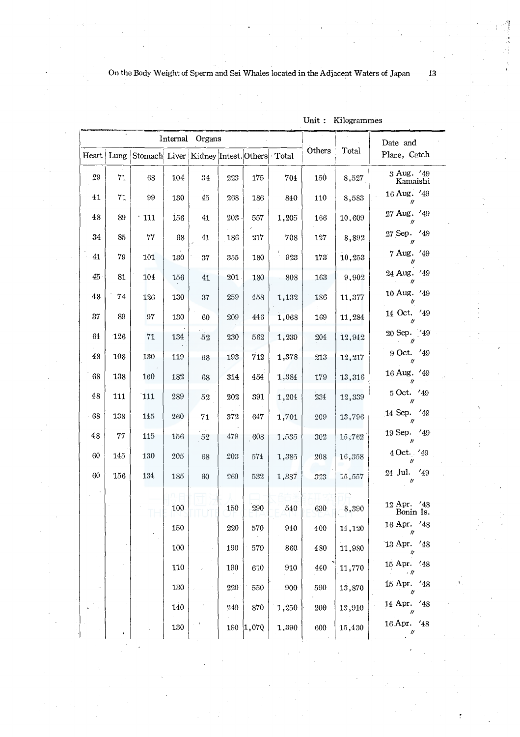Unit : Kilogrammes

| Internal Organs | | | | | | | | Others | Total | Date and Place, Catch |
|---|---|---|---|---|---|---|---|---|---|---|
| Heart | Lung | Stomach | Liver | Kidney | Intest. | Others | Total | | | |
| 29 | 71 | 68 | 104 | 34 | 223 | 175 | 704 | 150 | 8,527 | 3 Aug. '49 Kamaishi |
| 41 | 71 | 99 | 130 | 45 | 268 | 186 | 840 | 110 | 8,583 | 16 Aug. '49 〃 |
| 48 | 89 | 111 | 156 | 41 | 203 | 557 | 1,205 | 166 | 10,609 | 27 Aug. '49 〃 |
| 34 | 85 | 77 | 68 | 41 | 186 | 217 | 708 | 127 | 8,892 | 27 Sep. '49 〃 |
| 41 | 79 | 101 | 130 | 37 | 355 | 180 | 923 | 173 | 10,253 | 7 Aug. '49 〃 |
| 45 | 81 | 104 | 156 | 41 | 201 | 180 | 808 | 163 | 9,902 | 24 Aug. '49 〃 |
| 48 | 74 | 126 | 130 | 37 | 259 | 458 | 1,132 | 186 | 11,377 | 10 Aug. '49 〃 |
| 37 | 89 | 97 | 130 | 60 | 209 | 446 | 1,068 | 169 | 11,284 | 14 Oct. '49 〃 |
| 64 | 126 | 71 | 134 | 52 | 230 | 562 | 1,239 | 204 | 12,942 | 20 Sep. '49 〃 |
| 48 | 108 | 130 | 119 | 68 | 193 | 712 | 1,378 | 213 | 12,217 | 9 Oct. '49 〃 |
| 68 | 138 | 160 | 182 | 68 | 314 | 454 | 1,384 | 179 | 13,316 | 16 Aug. '49 〃 |
| 48 | 111 | 111 | 289 | 52 | 202 | 391 | 1,204 | 234 | 12,339 | 5 Oct. '49 〃 |
| 68 | 138 | 145 | 260 | 71 | 372 | 647 | 1,701 | 209 | 13,796 | 14 Sep. '49 〃 |
| 48 | 77 | 115 | 156 | 52 | 479 | 608 | 1,535 | 302 | 15,762 | 19 Sep. '49 〃 |
| 60 | 145 | 130 | 205 | 68 | 203 | 574 | 1,385 | 208 | 16,358 | 4 Oct. '49 〃 |
| 60 | 156 | 134 | 185 | 60 | 260 | 532 | 1,387 | 323 | 15,557 | 24 Jul. '49 〃 |
| | | | 100 | | 150 | 290 | 540 | 630 | 8,390 | 12 Apr. '48 Bonin Is. |
| | | | 150 | | 220 | 570 | 940 | 400 | 14,120 | 16 Apr. '48 〃 |
| | | | 100 | | 190 | 570 | 860 | 480 | 11,980 | 13 Apr. '48 〃 |
| | | | 110 | | 190 | 610 | 910 | 440 | 11,770 | 15 Apr. '48 〃 |
| | | | 130 | | 220 | 550 | 900 | 590 | 13,870 | 15 Apr. '48 〃 |
| | | | 140 | | 240 | 870 | 1,250 | 200 | 13,910 | 14 Apr. '48 〃 |
| | | | 130 | | 190 | 1,070 | 1,390 | 600 | 15,430 | 16 Apr. '48 〃 |